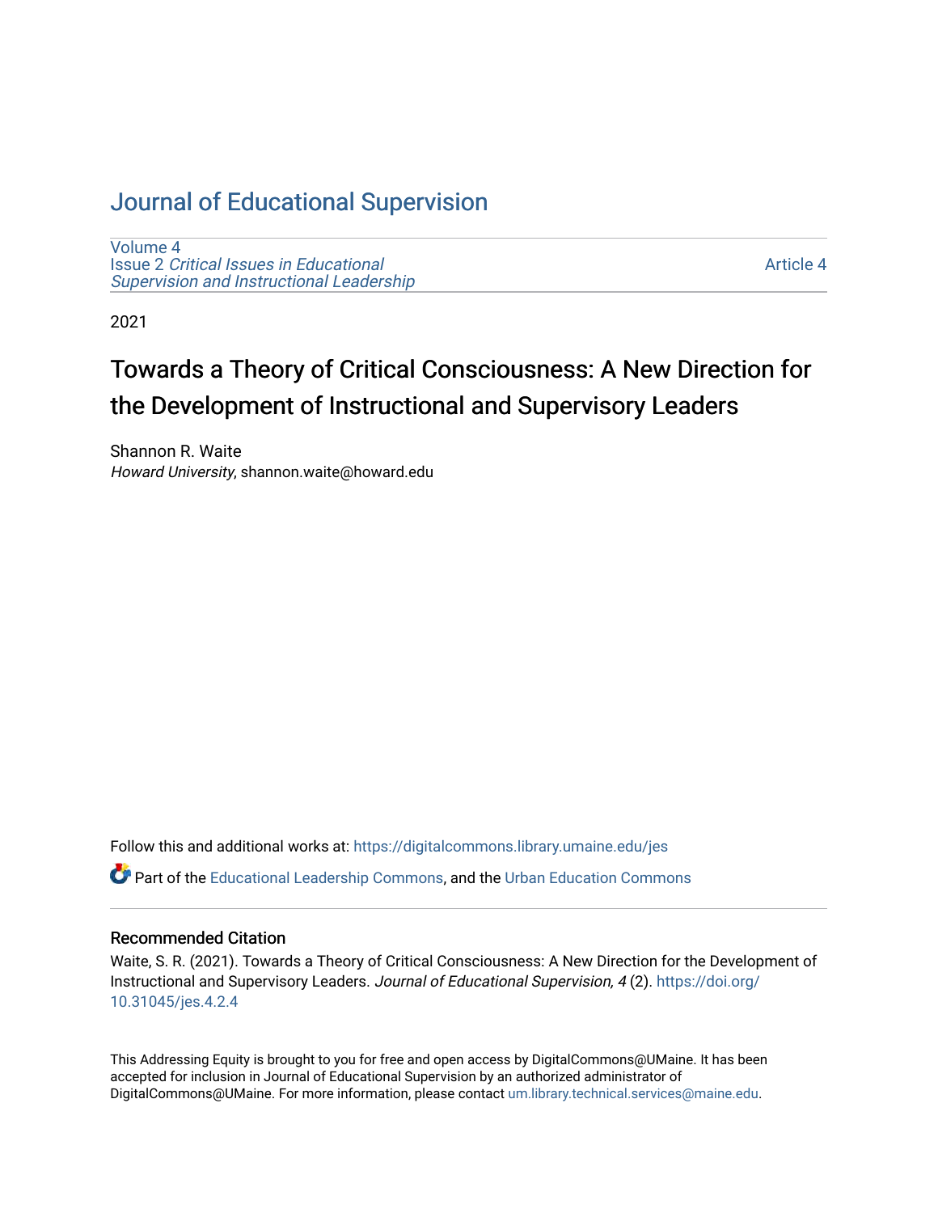# Journal of Educational Supervision

Volume 4
Issue 2 *Critical Issues in Educational Supervision and Instructional Leadership*

Article 4

2021

## Towards a Theory of Critical Consciousness: A New Direction for the Development of Instructional and Supervisory Leaders

Shannon R. Waite
*Howard University*, shannon.waite@howard.edu

Follow this and additional works at: https://digitalcommons.library.umaine.edu/jes

Part of the Educational Leadership Commons, and the Urban Education Commons

### Recommended Citation

Waite, S. R. (2021). Towards a Theory of Critical Consciousness: A New Direction for the Development of Instructional and Supervisory Leaders. *Journal of Educational Supervision, 4* (2). https://doi.org/10.31045/jes.4.2.4

This Addressing Equity is brought to you for free and open access by DigitalCommons@UMaine. It has been accepted for inclusion in Journal of Educational Supervision by an authorized administrator of DigitalCommons@UMaine. For more information, please contact um.library.technical.services@maine.edu.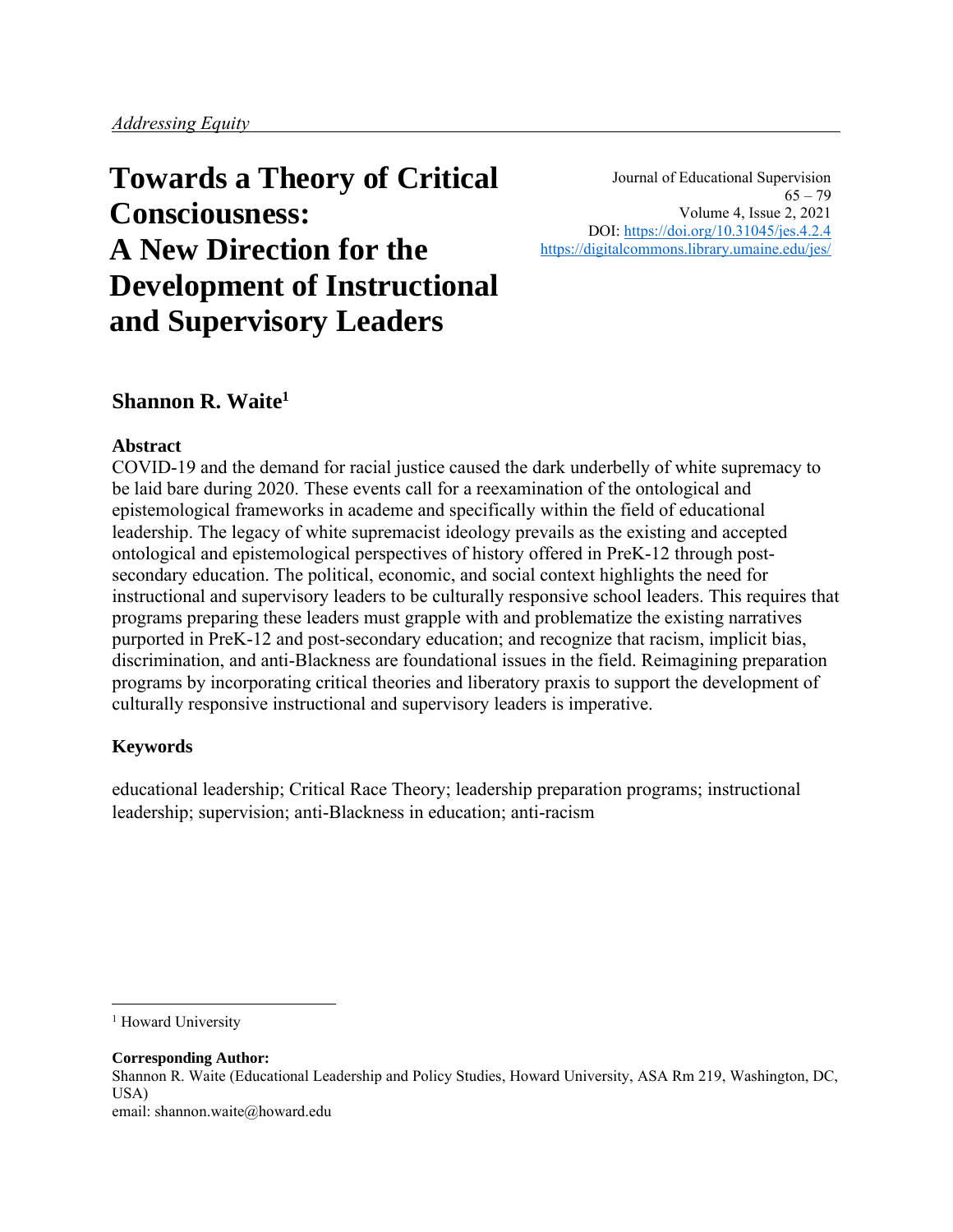*Addressing Equity*

# Towards a Theory of Critical Consciousness: A New Direction for the Development of Instructional and Supervisory Leaders

Journal of Educational Supervision
65 – 79
Volume 4, Issue 2, 2021
DOI: https://doi.org/10.31045/jes.4.2.4
https://digitalcommons.library.umaine.edu/jes/

**Shannon R. Waite[1]**

**Abstract**

COVID-19 and the demand for racial justice caused the dark underbelly of white supremacy to be laid bare during 2020. These events call for a reexamination of the ontological and epistemological frameworks in academe and specifically within the field of educational leadership. The legacy of white supremacist ideology prevails as the existing and accepted ontological and epistemological perspectives of history offered in PreK-12 through post-secondary education. The political, economic, and social context highlights the need for instructional and supervisory leaders to be culturally responsive school leaders. This requires that programs preparing these leaders must grapple with and problematize the existing narratives purported in PreK-12 and post-secondary education; and recognize that racism, implicit bias, discrimination, and anti-Blackness are foundational issues in the field. Reimagining preparation programs by incorporating critical theories and liberatory praxis to support the development of culturally responsive instructional and supervisory leaders is imperative.

**Keywords**

educational leadership; Critical Race Theory; leadership preparation programs; instructional leadership; supervision; anti-Blackness in education; anti-racism

---

[1] Howard University

**Corresponding Author:**
Shannon R. Waite (Educational Leadership and Policy Studies, Howard University, ASA Rm 219, Washington, DC, USA)
email: shannon.waite@howard.edu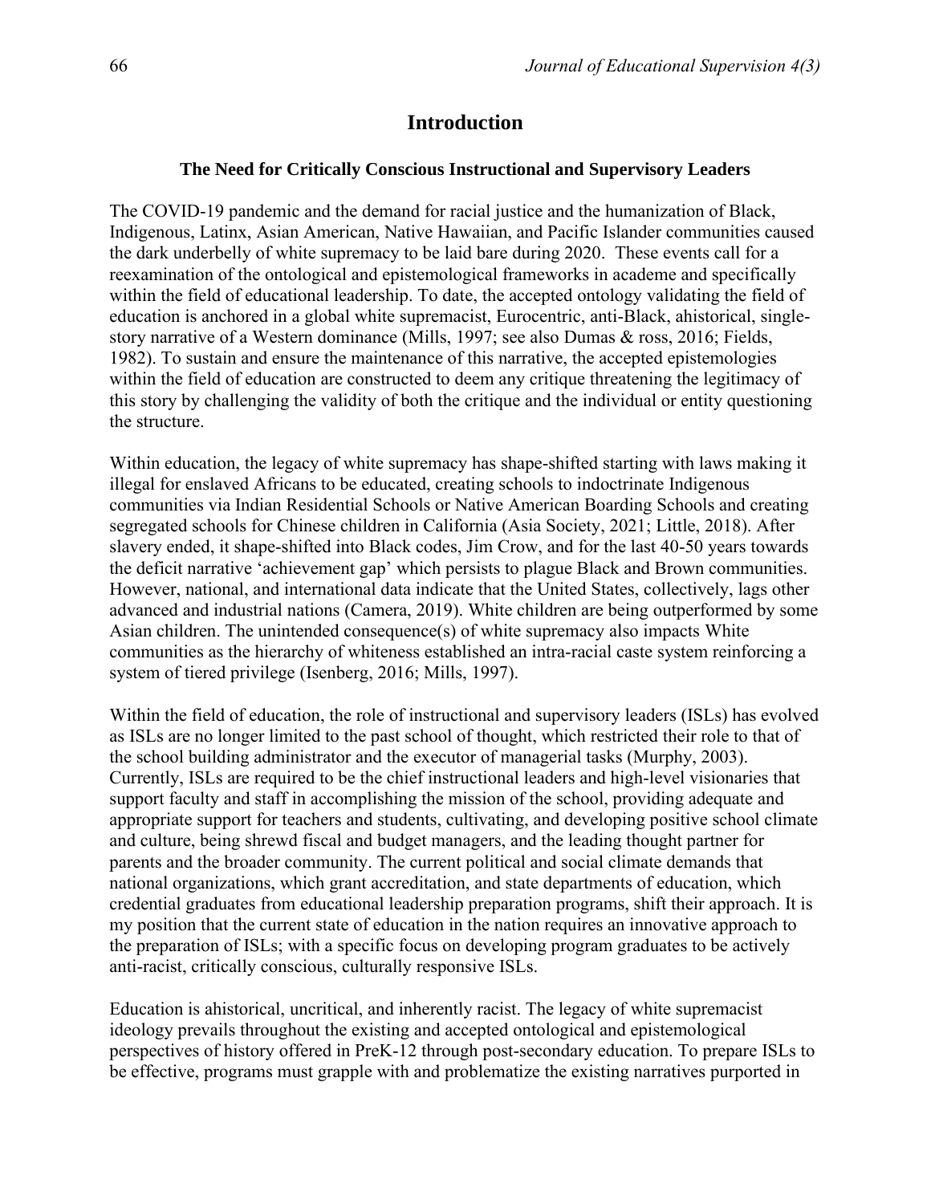## Introduction

### The Need for Critically Conscious Instructional and Supervisory Leaders

The COVID-19 pandemic and the demand for racial justice and the humanization of Black, Indigenous, Latinx, Asian American, Native Hawaiian, and Pacific Islander communities caused the dark underbelly of white supremacy to be laid bare during 2020. These events call for a reexamination of the ontological and epistemological frameworks in academe and specifically within the field of educational leadership. To date, the accepted ontology validating the field of education is anchored in a global white supremacist, Eurocentric, anti-Black, ahistorical, single-story narrative of a Western dominance (Mills, 1997; see also Dumas & ross, 2016; Fields, 1982). To sustain and ensure the maintenance of this narrative, the accepted epistemologies within the field of education are constructed to deem any critique threatening the legitimacy of this story by challenging the validity of both the critique and the individual or entity questioning the structure.

Within education, the legacy of white supremacy has shape-shifted starting with laws making it illegal for enslaved Africans to be educated, creating schools to indoctrinate Indigenous communities via Indian Residential Schools or Native American Boarding Schools and creating segregated schools for Chinese children in California (Asia Society, 2021; Little, 2018). After slavery ended, it shape-shifted into Black codes, Jim Crow, and for the last 40-50 years towards the deficit narrative 'achievement gap' which persists to plague Black and Brown communities. However, national, and international data indicate that the United States, collectively, lags other advanced and industrial nations (Camera, 2019). White children are being outperformed by some Asian children. The unintended consequence(s) of white supremacy also impacts White communities as the hierarchy of whiteness established an intra-racial caste system reinforcing a system of tiered privilege (Isenberg, 2016; Mills, 1997).

Within the field of education, the role of instructional and supervisory leaders (ISLs) has evolved as ISLs are no longer limited to the past school of thought, which restricted their role to that of the school building administrator and the executor of managerial tasks (Murphy, 2003). Currently, ISLs are required to be the chief instructional leaders and high-level visionaries that support faculty and staff in accomplishing the mission of the school, providing adequate and appropriate support for teachers and students, cultivating, and developing positive school climate and culture, being shrewd fiscal and budget managers, and the leading thought partner for parents and the broader community. The current political and social climate demands that national organizations, which grant accreditation, and state departments of education, which credential graduates from educational leadership preparation programs, shift their approach. It is my position that the current state of education in the nation requires an innovative approach to the preparation of ISLs; with a specific focus on developing program graduates to be actively anti-racist, critically conscious, culturally responsive ISLs.

Education is ahistorical, uncritical, and inherently racist. The legacy of white supremacist ideology prevails throughout the existing and accepted ontological and epistemological perspectives of history offered in PreK-12 through post-secondary education. To prepare ISLs to be effective, programs must grapple with and problematize the existing narratives purported in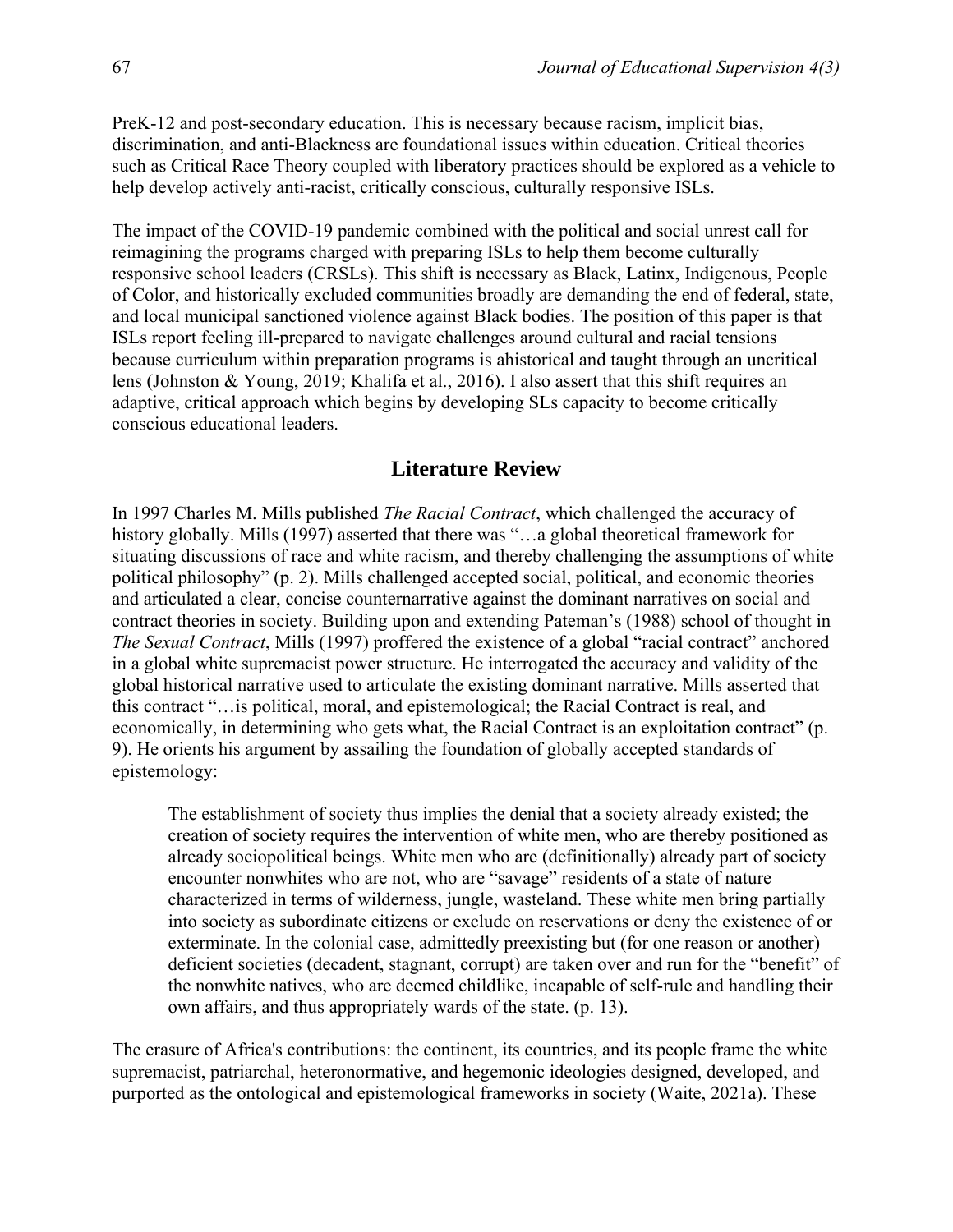PreK-12 and post-secondary education. This is necessary because racism, implicit bias, discrimination, and anti-Blackness are foundational issues within education. Critical theories such as Critical Race Theory coupled with liberatory practices should be explored as a vehicle to help develop actively anti-racist, critically conscious, culturally responsive ISLs.

The impact of the COVID-19 pandemic combined with the political and social unrest call for reimagining the programs charged with preparing ISLs to help them become culturally responsive school leaders (CRSLs). This shift is necessary as Black, Latinx, Indigenous, People of Color, and historically excluded communities broadly are demanding the end of federal, state, and local municipal sanctioned violence against Black bodies. The position of this paper is that ISLs report feeling ill-prepared to navigate challenges around cultural and racial tensions because curriculum within preparation programs is ahistorical and taught through an uncritical lens (Johnston & Young, 2019; Khalifa et al., 2016). I also assert that this shift requires an adaptive, critical approach which begins by developing SLs capacity to become critically conscious educational leaders.

## Literature Review

In 1997 Charles M. Mills published *The Racial Contract*, which challenged the accuracy of history globally. Mills (1997) asserted that there was "…a global theoretical framework for situating discussions of race and white racism, and thereby challenging the assumptions of white political philosophy" (p. 2). Mills challenged accepted social, political, and economic theories and articulated a clear, concise counternarrative against the dominant narratives on social and contract theories in society. Building upon and extending Pateman's (1988) school of thought in *The Sexual Contract*, Mills (1997) proffered the existence of a global "racial contract" anchored in a global white supremacist power structure. He interrogated the accuracy and validity of the global historical narrative used to articulate the existing dominant narrative. Mills asserted that this contract "…is political, moral, and epistemological; the Racial Contract is real, and economically, in determining who gets what, the Racial Contract is an exploitation contract" (p. 9). He orients his argument by assailing the foundation of globally accepted standards of epistemology:

> The establishment of society thus implies the denial that a society already existed; the creation of society requires the intervention of white men, who are thereby positioned as already sociopolitical beings. White men who are (definitionally) already part of society encounter nonwhites who are not, who are "savage" residents of a state of nature characterized in terms of wilderness, jungle, wasteland. These white men bring partially into society as subordinate citizens or exclude on reservations or deny the existence of or exterminate. In the colonial case, admittedly preexisting but (for one reason or another) deficient societies (decadent, stagnant, corrupt) are taken over and run for the "benefit" of the nonwhite natives, who are deemed childlike, incapable of self-rule and handling their own affairs, and thus appropriately wards of the state. (p. 13).

The erasure of Africa's contributions: the continent, its countries, and its people frame the white supremacist, patriarchal, heteronormative, and hegemonic ideologies designed, developed, and purported as the ontological and epistemological frameworks in society (Waite, 2021a). These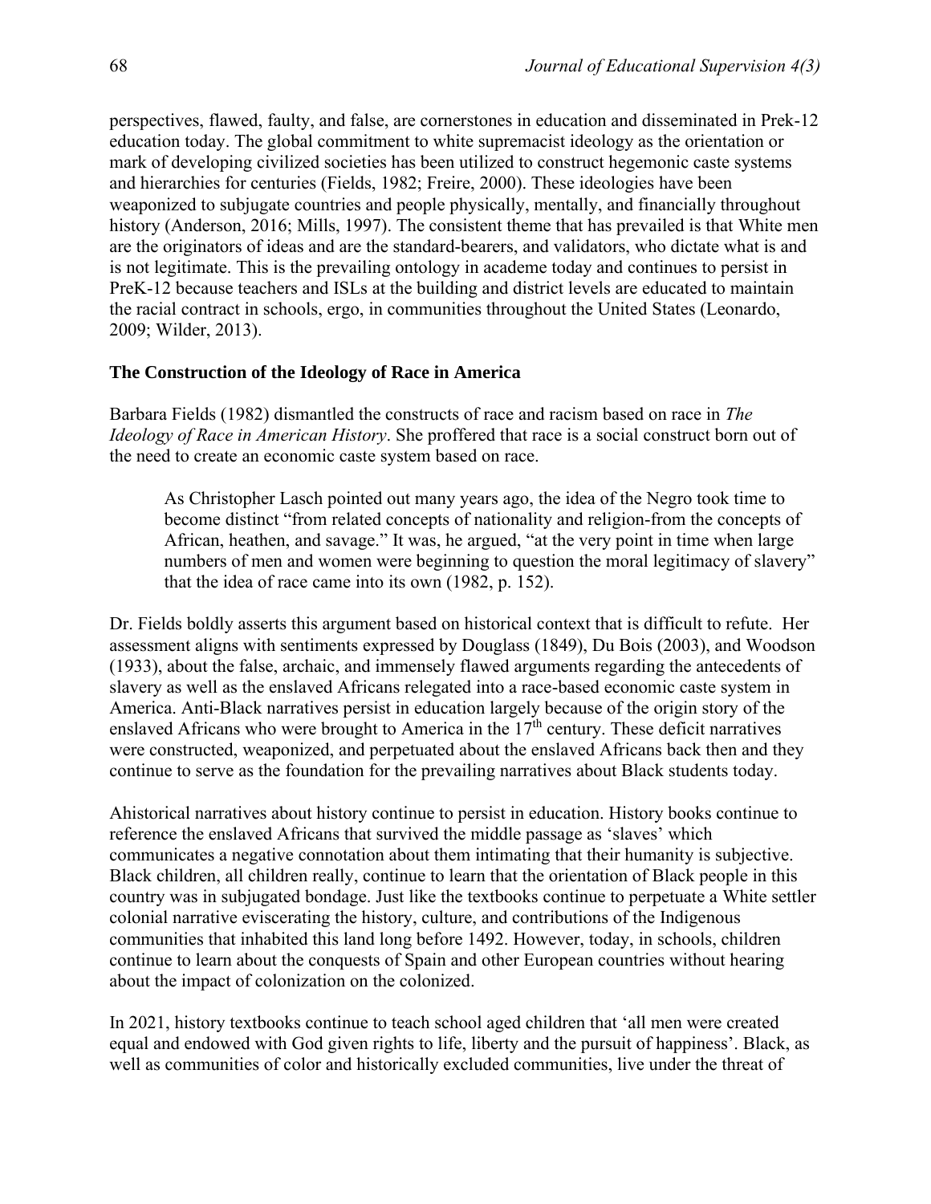perspectives, flawed, faulty, and false, are cornerstones in education and disseminated in Prek-12 education today. The global commitment to white supremacist ideology as the orientation or mark of developing civilized societies has been utilized to construct hegemonic caste systems and hierarchies for centuries (Fields, 1982; Freire, 2000). These ideologies have been weaponized to subjugate countries and people physically, mentally, and financially throughout history (Anderson, 2016; Mills, 1997). The consistent theme that has prevailed is that White men are the originators of ideas and are the standard-bearers, and validators, who dictate what is and is not legitimate. This is the prevailing ontology in academe today and continues to persist in PreK-12 because teachers and ISLs at the building and district levels are educated to maintain the racial contract in schools, ergo, in communities throughout the United States (Leonardo, 2009; Wilder, 2013).

### The Construction of the Ideology of Race in America

Barbara Fields (1982) dismantled the constructs of race and racism based on race in *The Ideology of Race in American History*. She proffered that race is a social construct born out of the need to create an economic caste system based on race.

> As Christopher Lasch pointed out many years ago, the idea of the Negro took time to become distinct "from related concepts of nationality and religion-from the concepts of African, heathen, and savage." It was, he argued, "at the very point in time when large numbers of men and women were beginning to question the moral legitimacy of slavery" that the idea of race came into its own (1982, p. 152).

Dr. Fields boldly asserts this argument based on historical context that is difficult to refute. Her assessment aligns with sentiments expressed by Douglass (1849), Du Bois (2003), and Woodson (1933), about the false, archaic, and immensely flawed arguments regarding the antecedents of slavery as well as the enslaved Africans relegated into a race-based economic caste system in America. Anti-Black narratives persist in education largely because of the origin story of the enslaved Africans who were brought to America in the 17th century. These deficit narratives were constructed, weaponized, and perpetuated about the enslaved Africans back then and they continue to serve as the foundation for the prevailing narratives about Black students today.

Ahistorical narratives about history continue to persist in education. History books continue to reference the enslaved Africans that survived the middle passage as 'slaves' which communicates a negative connotation about them intimating that their humanity is subjective. Black children, all children really, continue to learn that the orientation of Black people in this country was in subjugated bondage. Just like the textbooks continue to perpetuate a White settler colonial narrative eviscerating the history, culture, and contributions of the Indigenous communities that inhabited this land long before 1492. However, today, in schools, children continue to learn about the conquests of Spain and other European countries without hearing about the impact of colonization on the colonized.

In 2021, history textbooks continue to teach school aged children that 'all men were created equal and endowed with God given rights to life, liberty and the pursuit of happiness'. Black, as well as communities of color and historically excluded communities, live under the threat of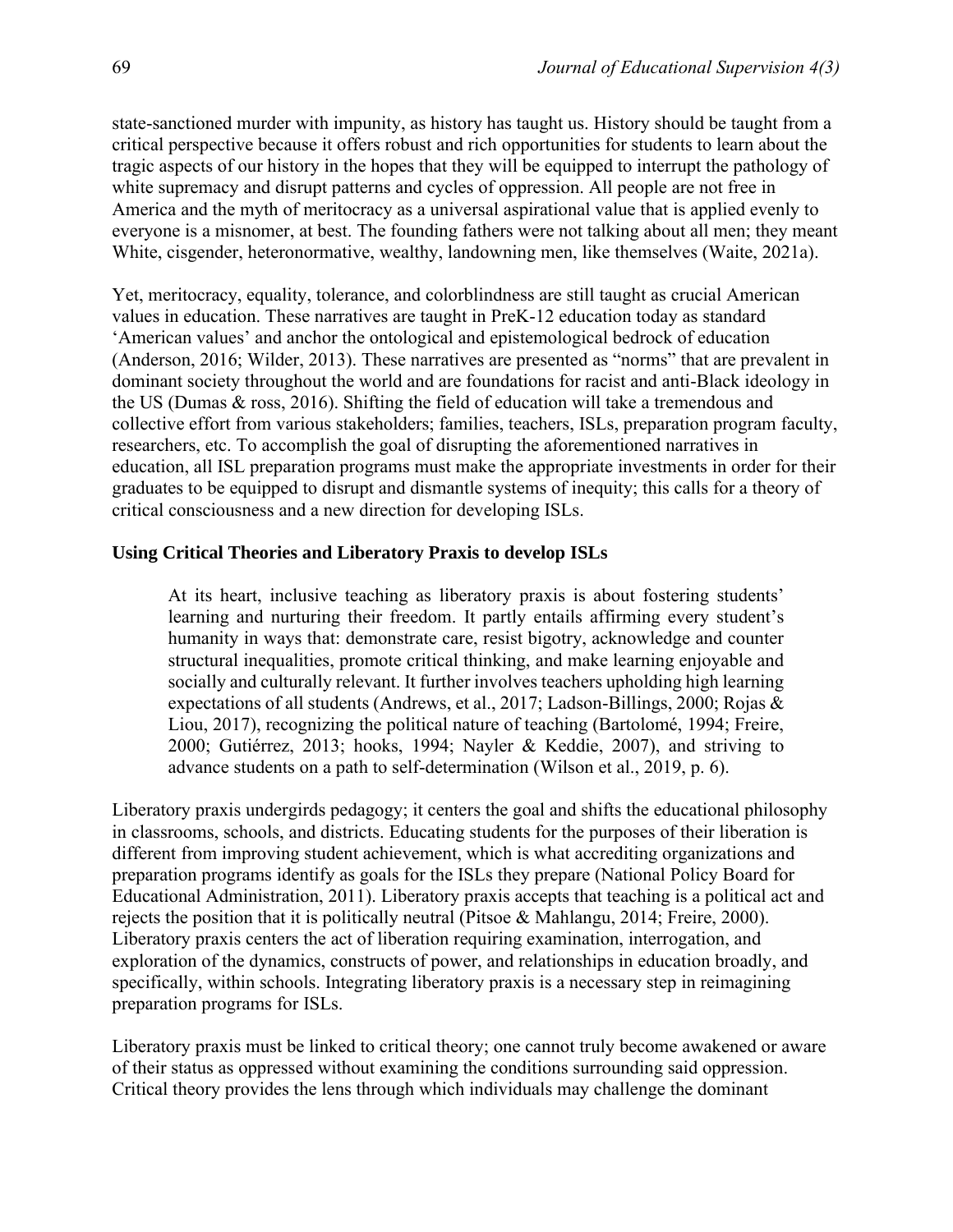state-sanctioned murder with impunity, as history has taught us. History should be taught from a critical perspective because it offers robust and rich opportunities for students to learn about the tragic aspects of our history in the hopes that they will be equipped to interrupt the pathology of white supremacy and disrupt patterns and cycles of oppression. All people are not free in America and the myth of meritocracy as a universal aspirational value that is applied evenly to everyone is a misnomer, at best. The founding fathers were not talking about all men; they meant White, cisgender, heteronormative, wealthy, landowning men, like themselves (Waite, 2021a).

Yet, meritocracy, equality, tolerance, and colorblindness are still taught as crucial American values in education. These narratives are taught in PreK-12 education today as standard 'American values' and anchor the ontological and epistemological bedrock of education (Anderson, 2016; Wilder, 2013). These narratives are presented as "norms" that are prevalent in dominant society throughout the world and are foundations for racist and anti-Black ideology in the US (Dumas & ross, 2016). Shifting the field of education will take a tremendous and collective effort from various stakeholders; families, teachers, ISLs, preparation program faculty, researchers, etc. To accomplish the goal of disrupting the aforementioned narratives in education, all ISL preparation programs must make the appropriate investments in order for their graduates to be equipped to disrupt and dismantle systems of inequity; this calls for a theory of critical consciousness and a new direction for developing ISLs.

**Using Critical Theories and Liberatory Praxis to develop ISLs**

> At its heart, inclusive teaching as liberatory praxis is about fostering students' learning and nurturing their freedom. It partly entails affirming every student's humanity in ways that: demonstrate care, resist bigotry, acknowledge and counter structural inequalities, promote critical thinking, and make learning enjoyable and socially and culturally relevant. It further involves teachers upholding high learning expectations of all students (Andrews, et al., 2017; Ladson-Billings, 2000; Rojas & Liou, 2017), recognizing the political nature of teaching (Bartolomé, 1994; Freire, 2000; Gutiérrez, 2013; hooks, 1994; Nayler & Keddie, 2007), and striving to advance students on a path to self-determination (Wilson et al., 2019, p. 6).

Liberatory praxis undergirds pedagogy; it centers the goal and shifts the educational philosophy in classrooms, schools, and districts. Educating students for the purposes of their liberation is different from improving student achievement, which is what accrediting organizations and preparation programs identify as goals for the ISLs they prepare (National Policy Board for Educational Administration, 2011). Liberatory praxis accepts that teaching is a political act and rejects the position that it is politically neutral (Pitsoe & Mahlangu, 2014; Freire, 2000). Liberatory praxis centers the act of liberation requiring examination, interrogation, and exploration of the dynamics, constructs of power, and relationships in education broadly, and specifically, within schools. Integrating liberatory praxis is a necessary step in reimagining preparation programs for ISLs.

Liberatory praxis must be linked to critical theory; one cannot truly become awakened or aware of their status as oppressed without examining the conditions surrounding said oppression. Critical theory provides the lens through which individuals may challenge the dominant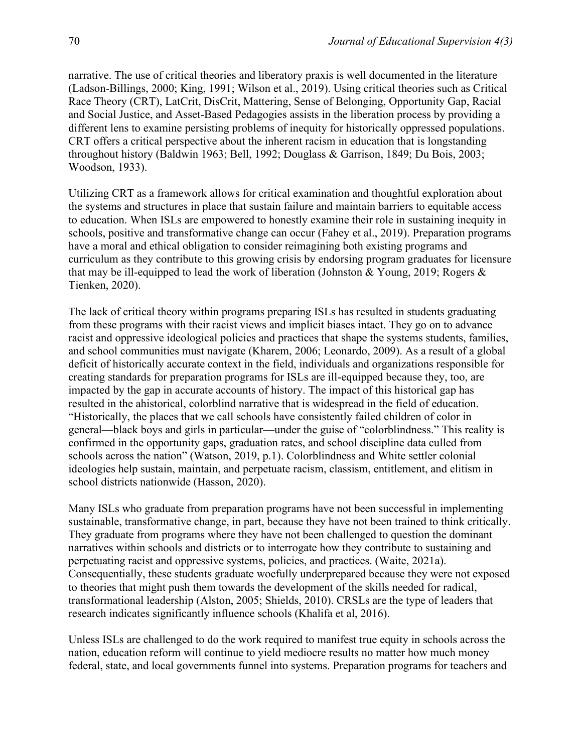narrative. The use of critical theories and liberatory praxis is well documented in the literature (Ladson-Billings, 2000; King, 1991; Wilson et al., 2019). Using critical theories such as Critical Race Theory (CRT), LatCrit, DisCrit, Mattering, Sense of Belonging, Opportunity Gap, Racial and Social Justice, and Asset-Based Pedagogies assists in the liberation process by providing a different lens to examine persisting problems of inequity for historically oppressed populations. CRT offers a critical perspective about the inherent racism in education that is longstanding throughout history (Baldwin 1963; Bell, 1992; Douglass & Garrison, 1849; Du Bois, 2003; Woodson, 1933).

Utilizing CRT as a framework allows for critical examination and thoughtful exploration about the systems and structures in place that sustain failure and maintain barriers to equitable access to education. When ISLs are empowered to honestly examine their role in sustaining inequity in schools, positive and transformative change can occur (Fahey et al., 2019). Preparation programs have a moral and ethical obligation to consider reimagining both existing programs and curriculum as they contribute to this growing crisis by endorsing program graduates for licensure that may be ill-equipped to lead the work of liberation (Johnston & Young, 2019; Rogers & Tienken, 2020).

The lack of critical theory within programs preparing ISLs has resulted in students graduating from these programs with their racist views and implicit biases intact. They go on to advance racist and oppressive ideological policies and practices that shape the systems students, families, and school communities must navigate (Kharem, 2006; Leonardo, 2009). As a result of a global deficit of historically accurate context in the field, individuals and organizations responsible for creating standards for preparation programs for ISLs are ill-equipped because they, too, are impacted by the gap in accurate accounts of history. The impact of this historical gap has resulted in the ahistorical, colorblind narrative that is widespread in the field of education. "Historically, the places that we call schools have consistently failed children of color in general—black boys and girls in particular—under the guise of "colorblindness." This reality is confirmed in the opportunity gaps, graduation rates, and school discipline data culled from schools across the nation" (Watson, 2019, p.1). Colorblindness and White settler colonial ideologies help sustain, maintain, and perpetuate racism, classism, entitlement, and elitism in school districts nationwide (Hasson, 2020).

Many ISLs who graduate from preparation programs have not been successful in implementing sustainable, transformative change, in part, because they have not been trained to think critically. They graduate from programs where they have not been challenged to question the dominant narratives within schools and districts or to interrogate how they contribute to sustaining and perpetuating racist and oppressive systems, policies, and practices. (Waite, 2021a). Consequentially, these students graduate woefully underprepared because they were not exposed to theories that might push them towards the development of the skills needed for radical, transformational leadership (Alston, 2005; Shields, 2010). CRSLs are the type of leaders that research indicates significantly influence schools (Khalifa et al, 2016).

Unless ISLs are challenged to do the work required to manifest true equity in schools across the nation, education reform will continue to yield mediocre results no matter how much money federal, state, and local governments funnel into systems. Preparation programs for teachers and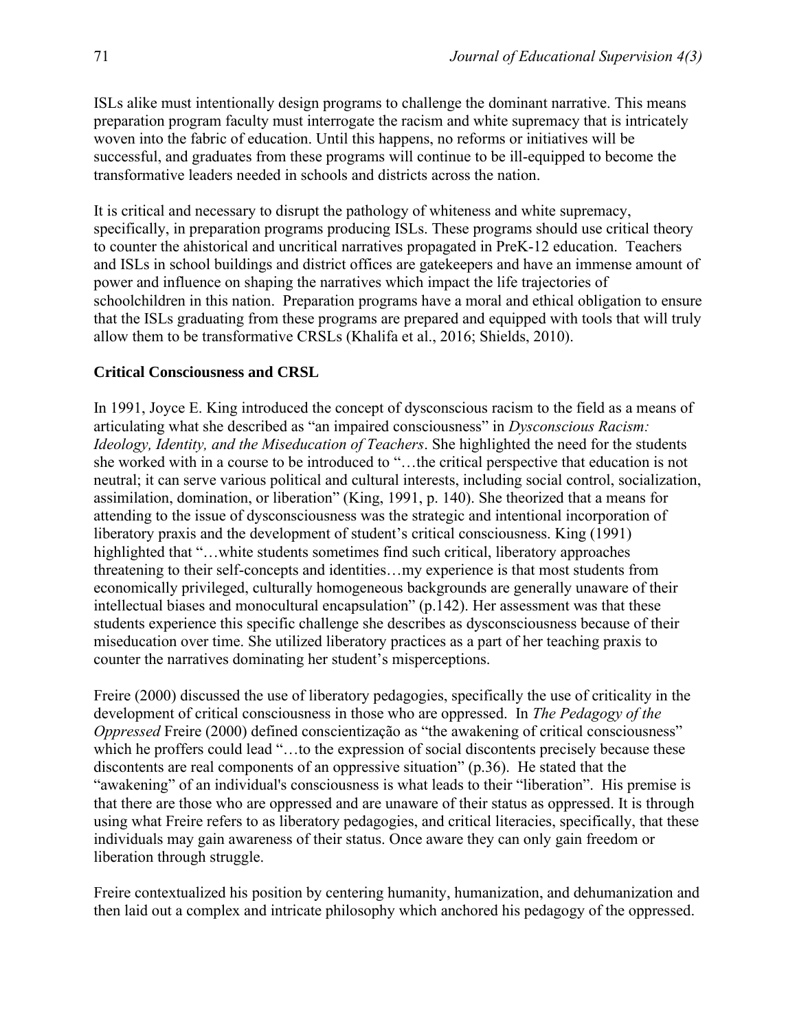ISLs alike must intentionally design programs to challenge the dominant narrative. This means preparation program faculty must interrogate the racism and white supremacy that is intricately woven into the fabric of education. Until this happens, no reforms or initiatives will be successful, and graduates from these programs will continue to be ill-equipped to become the transformative leaders needed in schools and districts across the nation.

It is critical and necessary to disrupt the pathology of whiteness and white supremacy, specifically, in preparation programs producing ISLs. These programs should use critical theory to counter the ahistorical and uncritical narratives propagated in PreK-12 education. Teachers and ISLs in school buildings and district offices are gatekeepers and have an immense amount of power and influence on shaping the narratives which impact the life trajectories of schoolchildren in this nation. Preparation programs have a moral and ethical obligation to ensure that the ISLs graduating from these programs are prepared and equipped with tools that will truly allow them to be transformative CRSLs (Khalifa et al., 2016; Shields, 2010).

**Critical Consciousness and CRSL**

In 1991, Joyce E. King introduced the concept of dysconscious racism to the field as a means of articulating what she described as "an impaired consciousness" in *Dysconscious Racism: Ideology, Identity, and the Miseducation of Teachers*. She highlighted the need for the students she worked with in a course to be introduced to "…the critical perspective that education is not neutral; it can serve various political and cultural interests, including social control, socialization, assimilation, domination, or liberation" (King, 1991, p. 140). She theorized that a means for attending to the issue of dysconsciousness was the strategic and intentional incorporation of liberatory praxis and the development of student's critical consciousness. King (1991) highlighted that "…white students sometimes find such critical, liberatory approaches threatening to their self-concepts and identities…my experience is that most students from economically privileged, culturally homogeneous backgrounds are generally unaware of their intellectual biases and monocultural encapsulation" (p.142). Her assessment was that these students experience this specific challenge she describes as dysconsciousness because of their miseducation over time. She utilized liberatory practices as a part of her teaching praxis to counter the narratives dominating her student's misperceptions.

Freire (2000) discussed the use of liberatory pedagogies, specifically the use of criticality in the development of critical consciousness in those who are oppressed. In *The Pedagogy of the Oppressed* Freire (2000) defined conscientização as "the awakening of critical consciousness" which he proffers could lead "…to the expression of social discontents precisely because these discontents are real components of an oppressive situation" (p.36). He stated that the "awakening" of an individual's consciousness is what leads to their "liberation". His premise is that there are those who are oppressed and are unaware of their status as oppressed. It is through using what Freire refers to as liberatory pedagogies, and critical literacies, specifically, that these individuals may gain awareness of their status. Once aware they can only gain freedom or liberation through struggle.

Freire contextualized his position by centering humanity, humanization, and dehumanization and then laid out a complex and intricate philosophy which anchored his pedagogy of the oppressed.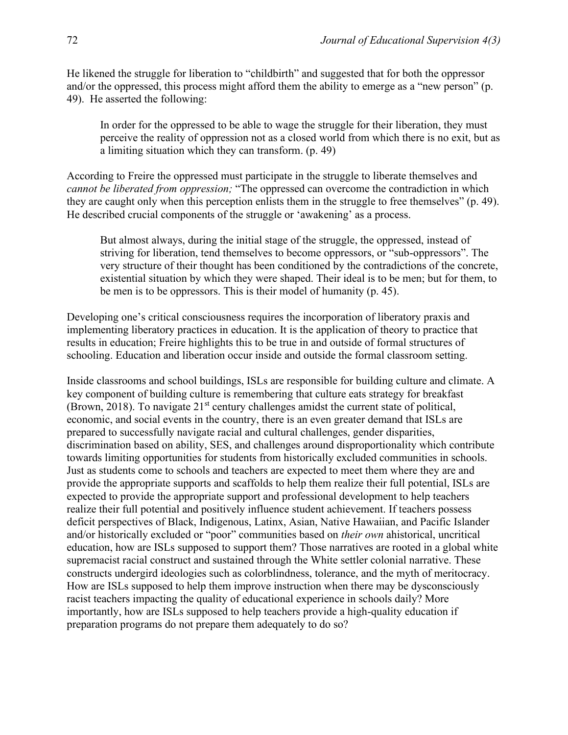He likened the struggle for liberation to "childbirth" and suggested that for both the oppressor and/or the oppressed, this process might afford them the ability to emerge as a "new person" (p. 49). He asserted the following:

> In order for the oppressed to be able to wage the struggle for their liberation, they must perceive the reality of oppression not as a closed world from which there is no exit, but as a limiting situation which they can transform. (p. 49)

According to Freire the oppressed must participate in the struggle to liberate themselves and *cannot be liberated from oppression;* "The oppressed can overcome the contradiction in which they are caught only when this perception enlists them in the struggle to free themselves" (p. 49). He described crucial components of the struggle or 'awakening' as a process.

> But almost always, during the initial stage of the struggle, the oppressed, instead of striving for liberation, tend themselves to become oppressors, or "sub-oppressors". The very structure of their thought has been conditioned by the contradictions of the concrete, existential situation by which they were shaped. Their ideal is to be men; but for them, to be men is to be oppressors. This is their model of humanity (p. 45).

Developing one's critical consciousness requires the incorporation of liberatory praxis and implementing liberatory practices in education. It is the application of theory to practice that results in education; Freire highlights this to be true in and outside of formal structures of schooling. Education and liberation occur inside and outside the formal classroom setting.

Inside classrooms and school buildings, ISLs are responsible for building culture and climate. A key component of building culture is remembering that culture eats strategy for breakfast (Brown, 2018). To navigate 21st century challenges amidst the current state of political, economic, and social events in the country, there is an even greater demand that ISLs are prepared to successfully navigate racial and cultural challenges, gender disparities, discrimination based on ability, SES, and challenges around disproportionality which contribute towards limiting opportunities for students from historically excluded communities in schools. Just as students come to schools and teachers are expected to meet them where they are and provide the appropriate supports and scaffolds to help them realize their full potential, ISLs are expected to provide the appropriate support and professional development to help teachers realize their full potential and positively influence student achievement. If teachers possess deficit perspectives of Black, Indigenous, Latinx, Asian, Native Hawaiian, and Pacific Islander and/or historically excluded or "poor" communities based on *their own* ahistorical, uncritical education, how are ISLs supposed to support them? Those narratives are rooted in a global white supremacist racial construct and sustained through the White settler colonial narrative. These constructs undergird ideologies such as colorblindness, tolerance, and the myth of meritocracy. How are ISLs supposed to help them improve instruction when there may be dysconsciously racist teachers impacting the quality of educational experience in schools daily? More importantly, how are ISLs supposed to help teachers provide a high-quality education if preparation programs do not prepare them adequately to do so?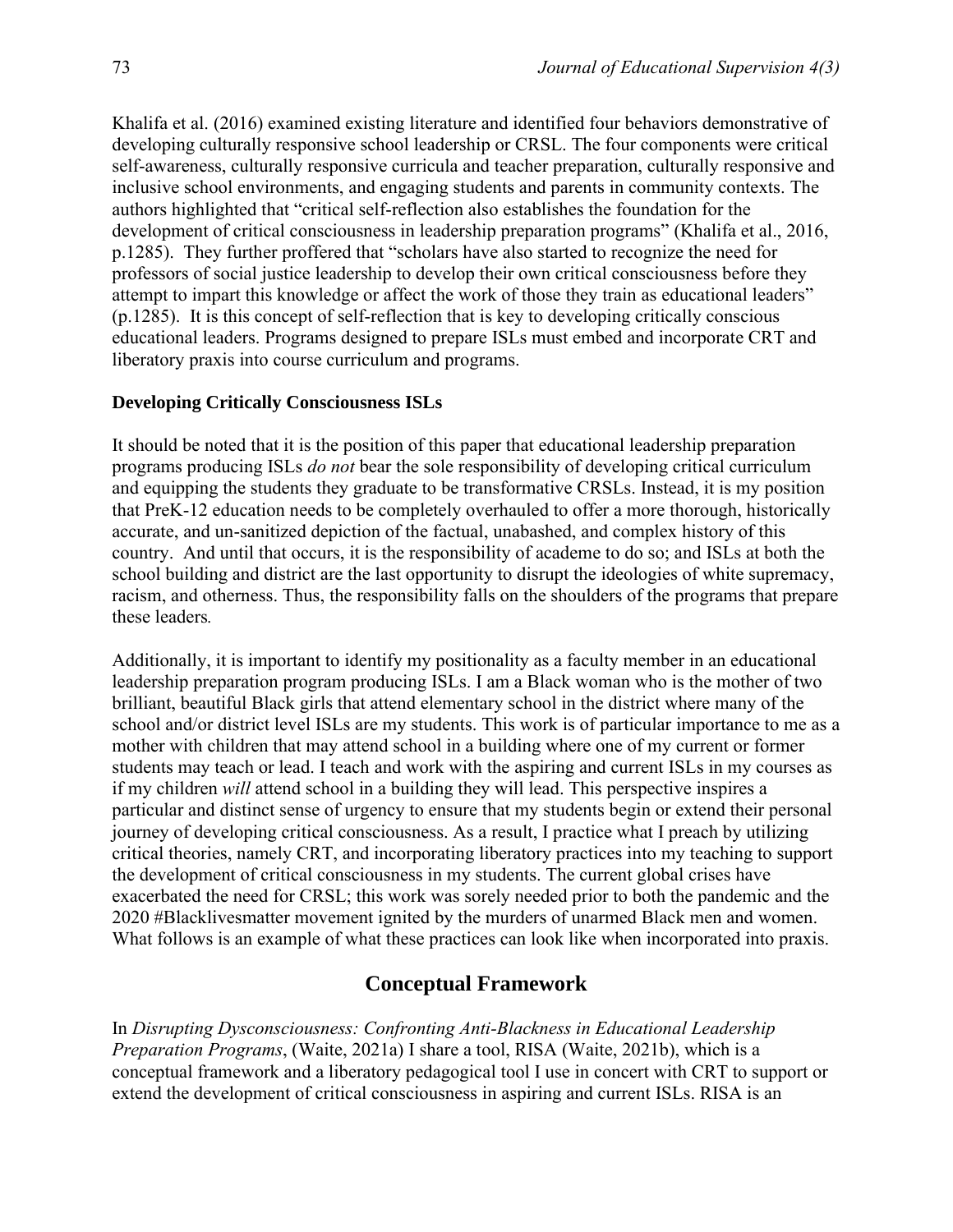Khalifa et al. (2016) examined existing literature and identified four behaviors demonstrative of developing culturally responsive school leadership or CRSL. The four components were critical self-awareness, culturally responsive curricula and teacher preparation, culturally responsive and inclusive school environments, and engaging students and parents in community contexts. The authors highlighted that "critical self-reflection also establishes the foundation for the development of critical consciousness in leadership preparation programs" (Khalifa et al., 2016, p.1285). They further proffered that "scholars have also started to recognize the need for professors of social justice leadership to develop their own critical consciousness before they attempt to impart this knowledge or affect the work of those they train as educational leaders" (p.1285). It is this concept of self-reflection that is key to developing critically conscious educational leaders. Programs designed to prepare ISLs must embed and incorporate CRT and liberatory praxis into course curriculum and programs.

**Developing Critically Consciousness ISLs**

It should be noted that it is the position of this paper that educational leadership preparation programs producing ISLs *do not* bear the sole responsibility of developing critical curriculum and equipping the students they graduate to be transformative CRSLs. Instead, it is my position that PreK-12 education needs to be completely overhauled to offer a more thorough, historically accurate, and un-sanitized depiction of the factual, unabashed, and complex history of this country. And until that occurs, it is the responsibility of academe to do so; and ISLs at both the school building and district are the last opportunity to disrupt the ideologies of white supremacy, racism, and otherness. Thus, the responsibility falls on the shoulders of the programs that prepare these leaders.

Additionally, it is important to identify my positionality as a faculty member in an educational leadership preparation program producing ISLs. I am a Black woman who is the mother of two brilliant, beautiful Black girls that attend elementary school in the district where many of the school and/or district level ISLs are my students. This work is of particular importance to me as a mother with children that may attend school in a building where one of my current or former students may teach or lead. I teach and work with the aspiring and current ISLs in my courses as if my children *will* attend school in a building they will lead. This perspective inspires a particular and distinct sense of urgency to ensure that my students begin or extend their personal journey of developing critical consciousness. As a result, I practice what I preach by utilizing critical theories, namely CRT, and incorporating liberatory practices into my teaching to support the development of critical consciousness in my students. The current global crises have exacerbated the need for CRSL; this work was sorely needed prior to both the pandemic and the 2020 #Blacklivesmatter movement ignited by the murders of unarmed Black men and women. What follows is an example of what these practices can look like when incorporated into praxis.

## Conceptual Framework

In *Disrupting Dysconsciousness: Confronting Anti-Blackness in Educational Leadership Preparation Programs*, (Waite, 2021a) I share a tool, RISA (Waite, 2021b), which is a conceptual framework and a liberatory pedagogical tool I use in concert with CRT to support or extend the development of critical consciousness in aspiring and current ISLs. RISA is an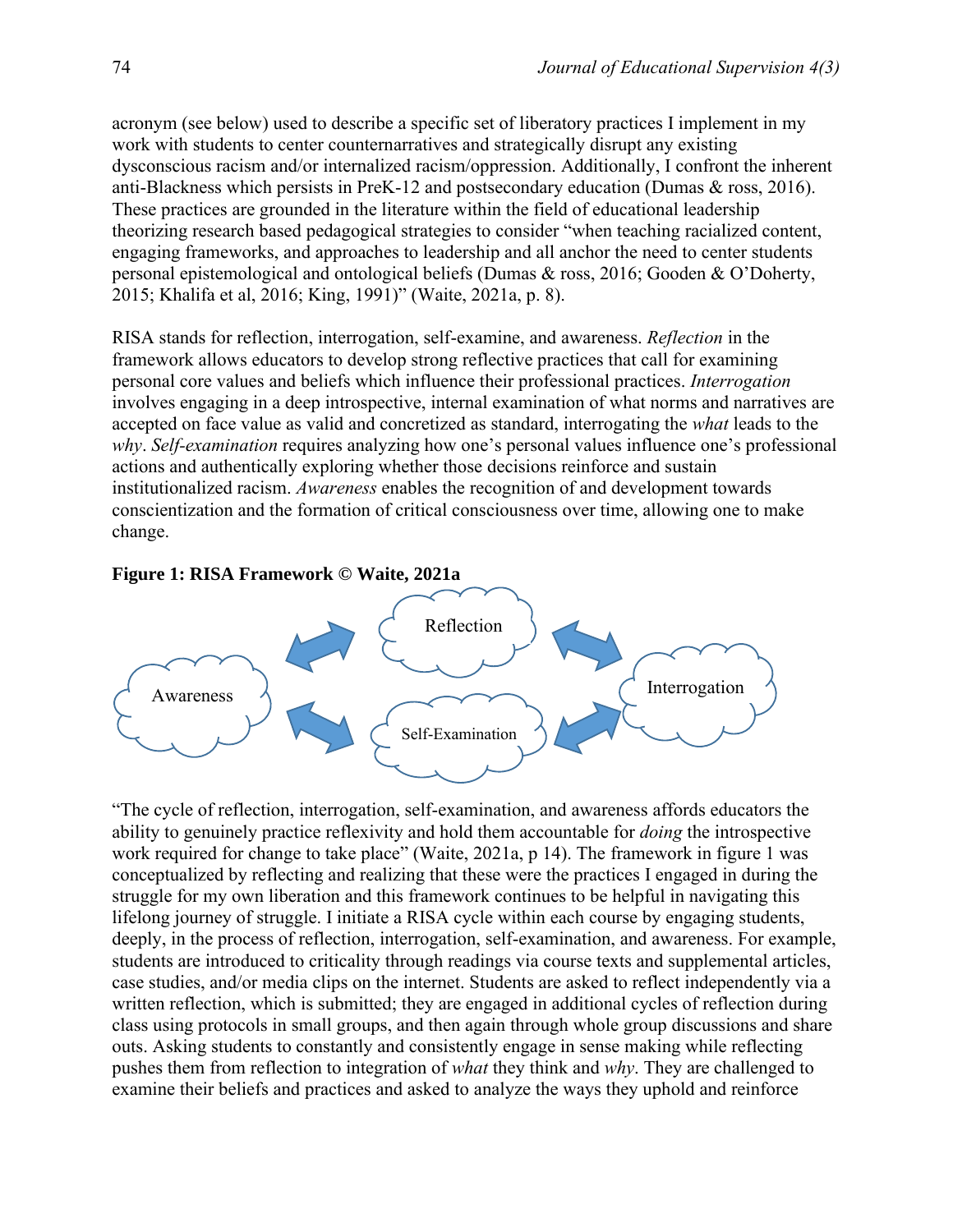acronym (see below) used to describe a specific set of liberatory practices I implement in my work with students to center counternarratives and strategically disrupt any existing dysconscious racism and/or internalized racism/oppression. Additionally, I confront the inherent anti-Blackness which persists in PreK-12 and postsecondary education (Dumas & ross, 2016). These practices are grounded in the literature within the field of educational leadership theorizing research based pedagogical strategies to consider "when teaching racialized content, engaging frameworks, and approaches to leadership and all anchor the need to center students personal epistemological and ontological beliefs (Dumas & ross, 2016; Gooden & O'Doherty, 2015; Khalifa et al, 2016; King, 1991)" (Waite, 2021a, p. 8).

RISA stands for reflection, interrogation, self-examine, and awareness. *Reflection* in the framework allows educators to develop strong reflective practices that call for examining personal core values and beliefs which influence their professional practices. *Interrogation* involves engaging in a deep introspective, internal examination of what norms and narratives are accepted on face value as valid and concretized as standard, interrogating the *what* leads to the *why*. *Self-examination* requires analyzing how one's personal values influence one's professional actions and authentically exploring whether those decisions reinforce and sustain institutionalized racism. *Awareness* enables the recognition of and development towards conscientization and the formation of critical consciousness over time, allowing one to make change.

**Figure 1: RISA Framework © Waite, 2021a**

Reflection

Awareness

Interrogation

Self-Examination

"The cycle of reflection, interrogation, self-examination, and awareness affords educators the ability to genuinely practice reflexivity and hold them accountable for *doing* the introspective work required for change to take place" (Waite, 2021a, p 14). The framework in figure 1 was conceptualized by reflecting and realizing that these were the practices I engaged in during the struggle for my own liberation and this framework continues to be helpful in navigating this lifelong journey of struggle. I initiate a RISA cycle within each course by engaging students, deeply, in the process of reflection, interrogation, self-examination, and awareness. For example, students are introduced to criticality through readings via course texts and supplemental articles, case studies, and/or media clips on the internet. Students are asked to reflect independently via a written reflection, which is submitted; they are engaged in additional cycles of reflection during class using protocols in small groups, and then again through whole group discussions and share outs. Asking students to constantly and consistently engage in sense making while reflecting pushes them from reflection to integration of *what* they think and *why*. They are challenged to examine their beliefs and practices and asked to analyze the ways they uphold and reinforce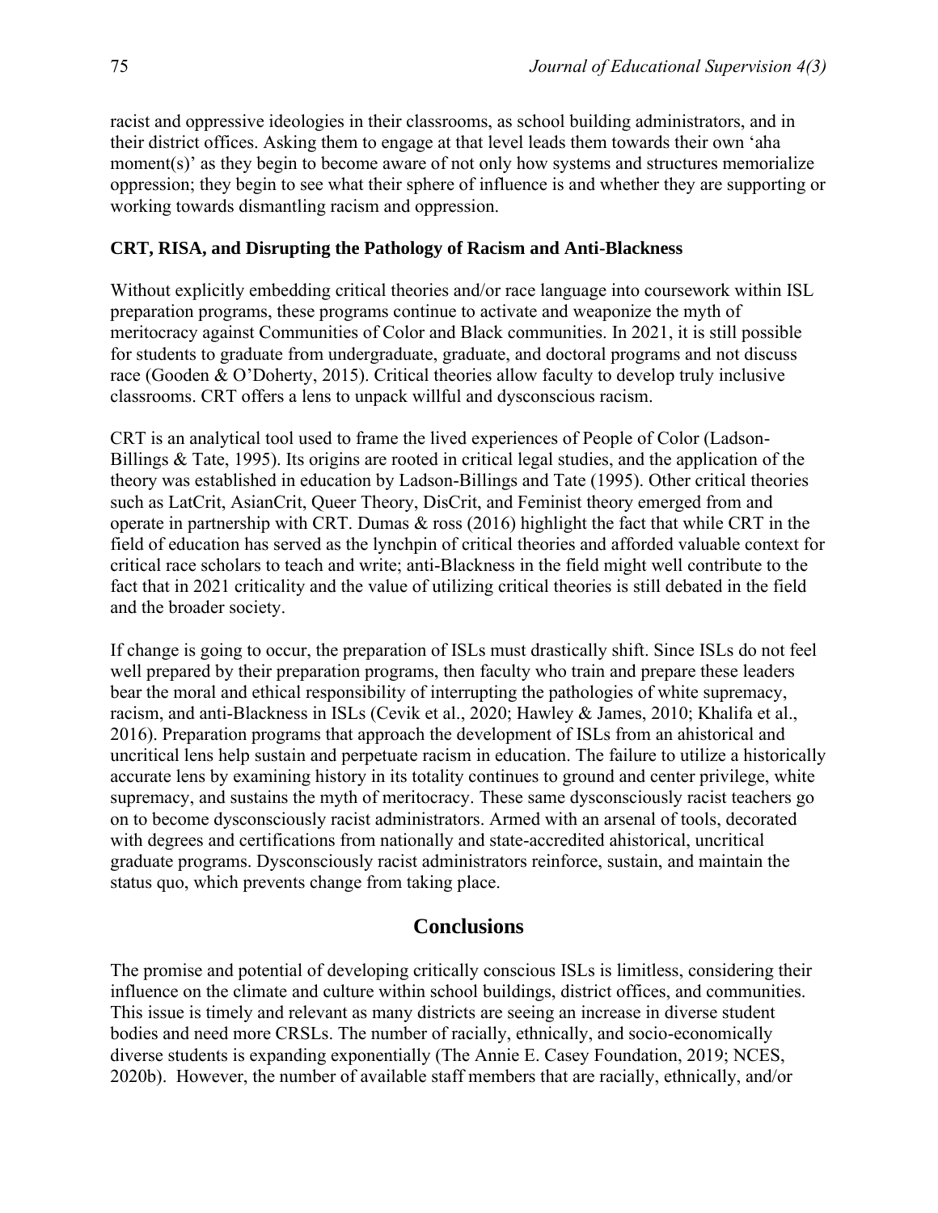racist and oppressive ideologies in their classrooms, as school building administrators, and in their district offices. Asking them to engage at that level leads them towards their own 'aha moment(s)' as they begin to become aware of not only how systems and structures memorialize oppression; they begin to see what their sphere of influence is and whether they are supporting or working towards dismantling racism and oppression.

### CRT, RISA, and Disrupting the Pathology of Racism and Anti-Blackness

Without explicitly embedding critical theories and/or race language into coursework within ISL preparation programs, these programs continue to activate and weaponize the myth of meritocracy against Communities of Color and Black communities. In 2021, it is still possible for students to graduate from undergraduate, graduate, and doctoral programs and not discuss race (Gooden & O'Doherty, 2015). Critical theories allow faculty to develop truly inclusive classrooms. CRT offers a lens to unpack willful and dysconscious racism.

CRT is an analytical tool used to frame the lived experiences of People of Color (Ladson-Billings & Tate, 1995). Its origins are rooted in critical legal studies, and the application of the theory was established in education by Ladson-Billings and Tate (1995). Other critical theories such as LatCrit, AsianCrit, Queer Theory, DisCrit, and Feminist theory emerged from and operate in partnership with CRT. Dumas & ross (2016) highlight the fact that while CRT in the field of education has served as the lynchpin of critical theories and afforded valuable context for critical race scholars to teach and write; anti-Blackness in the field might well contribute to the fact that in 2021 criticality and the value of utilizing critical theories is still debated in the field and the broader society.

If change is going to occur, the preparation of ISLs must drastically shift. Since ISLs do not feel well prepared by their preparation programs, then faculty who train and prepare these leaders bear the moral and ethical responsibility of interrupting the pathologies of white supremacy, racism, and anti-Blackness in ISLs (Cevik et al., 2020; Hawley & James, 2010; Khalifa et al., 2016). Preparation programs that approach the development of ISLs from an ahistorical and uncritical lens help sustain and perpetuate racism in education. The failure to utilize a historically accurate lens by examining history in its totality continues to ground and center privilege, white supremacy, and sustains the myth of meritocracy. These same dysconsciously racist teachers go on to become dysconsciously racist administrators. Armed with an arsenal of tools, decorated with degrees and certifications from nationally and state-accredited ahistorical, uncritical graduate programs. Dysconsciously racist administrators reinforce, sustain, and maintain the status quo, which prevents change from taking place.

## Conclusions

The promise and potential of developing critically conscious ISLs is limitless, considering their influence on the climate and culture within school buildings, district offices, and communities. This issue is timely and relevant as many districts are seeing an increase in diverse student bodies and need more CRSLs. The number of racially, ethnically, and socio-economically diverse students is expanding exponentially (The Annie E. Casey Foundation, 2019; NCES, 2020b). However, the number of available staff members that are racially, ethnically, and/or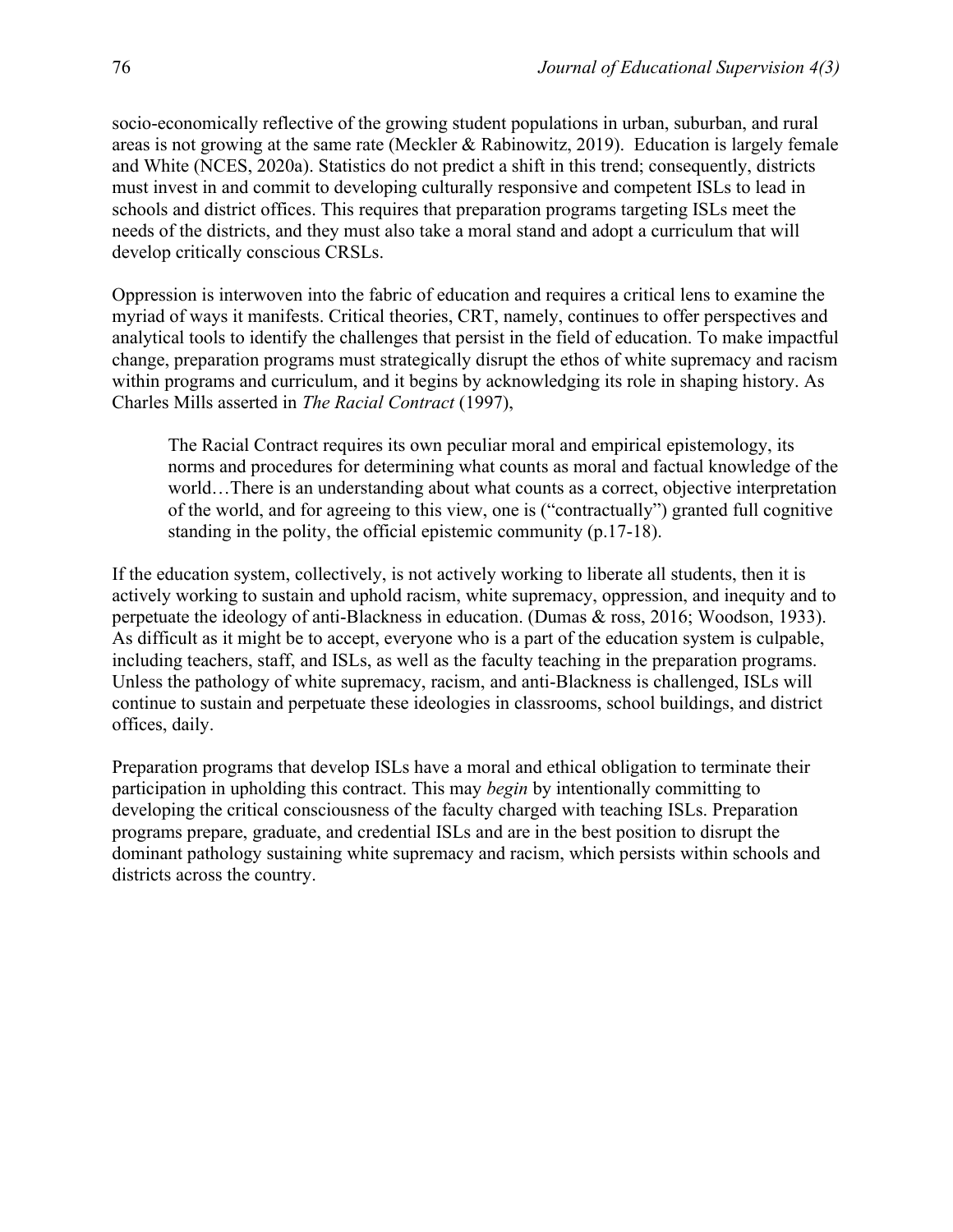socio-economically reflective of the growing student populations in urban, suburban, and rural areas is not growing at the same rate (Meckler & Rabinowitz, 2019). Education is largely female and White (NCES, 2020a). Statistics do not predict a shift in this trend; consequently, districts must invest in and commit to developing culturally responsive and competent ISLs to lead in schools and district offices. This requires that preparation programs targeting ISLs meet the needs of the districts, and they must also take a moral stand and adopt a curriculum that will develop critically conscious CRSLs.

Oppression is interwoven into the fabric of education and requires a critical lens to examine the myriad of ways it manifests. Critical theories, CRT, namely, continues to offer perspectives and analytical tools to identify the challenges that persist in the field of education. To make impactful change, preparation programs must strategically disrupt the ethos of white supremacy and racism within programs and curriculum, and it begins by acknowledging its role in shaping history. As Charles Mills asserted in *The Racial Contract* (1997),

> The Racial Contract requires its own peculiar moral and empirical epistemology, its norms and procedures for determining what counts as moral and factual knowledge of the world…There is an understanding about what counts as a correct, objective interpretation of the world, and for agreeing to this view, one is ("contractually") granted full cognitive standing in the polity, the official epistemic community (p.17-18).

If the education system, collectively, is not actively working to liberate all students, then it is actively working to sustain and uphold racism, white supremacy, oppression, and inequity and to perpetuate the ideology of anti-Blackness in education. (Dumas & ross, 2016; Woodson, 1933). As difficult as it might be to accept, everyone who is a part of the education system is culpable, including teachers, staff, and ISLs, as well as the faculty teaching in the preparation programs. Unless the pathology of white supremacy, racism, and anti-Blackness is challenged, ISLs will continue to sustain and perpetuate these ideologies in classrooms, school buildings, and district offices, daily.

Preparation programs that develop ISLs have a moral and ethical obligation to terminate their participation in upholding this contract. This may *begin* by intentionally committing to developing the critical consciousness of the faculty charged with teaching ISLs. Preparation programs prepare, graduate, and credential ISLs and are in the best position to disrupt the dominant pathology sustaining white supremacy and racism, which persists within schools and districts across the country.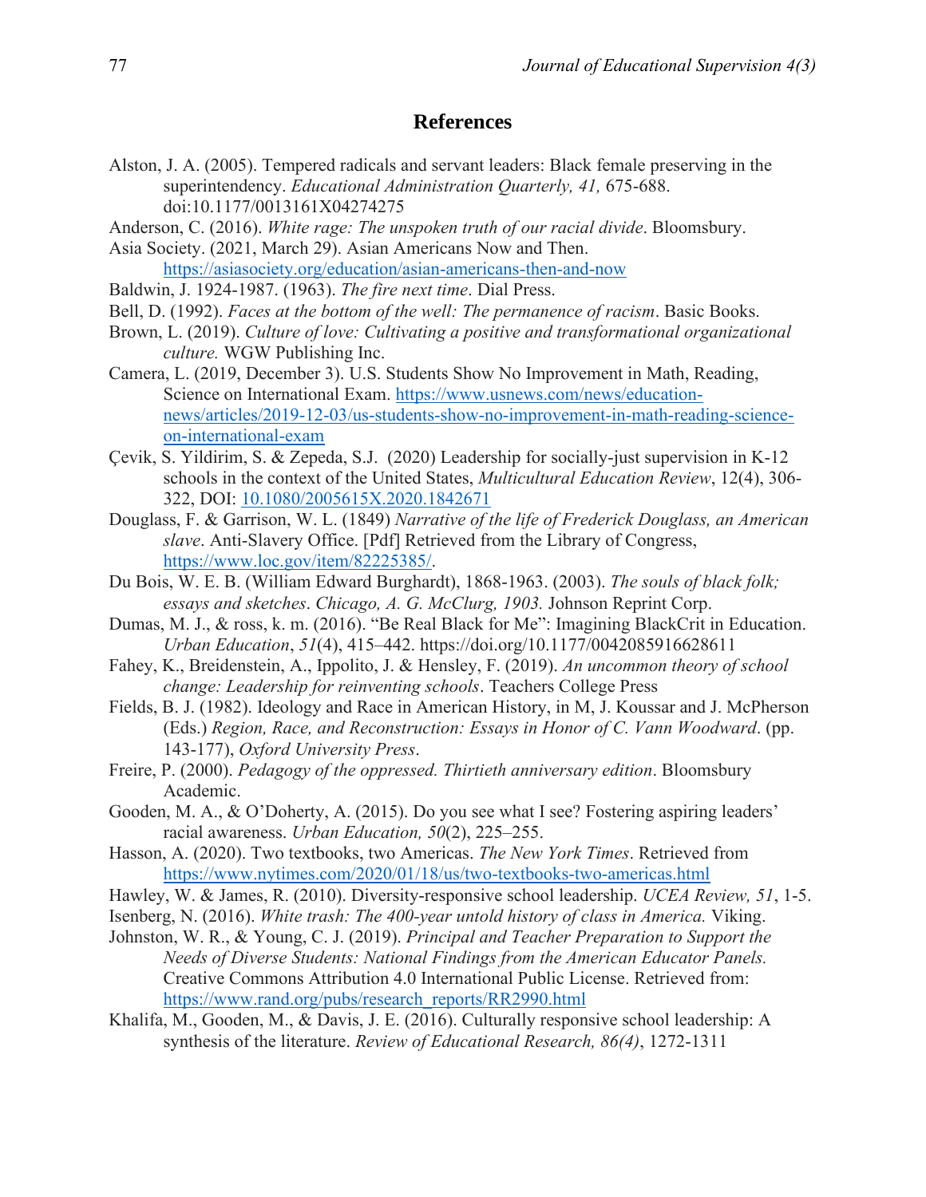## References

Alston, J. A. (2005). Tempered radicals and servant leaders: Black female preserving in the superintendency. *Educational Administration Quarterly, 41,* 675-688. doi:10.1177/0013161X04274275

Anderson, C. (2016). *White rage: The unspoken truth of our racial divide*. Bloomsbury.

Asia Society. (2021, March 29). Asian Americans Now and Then. https://asiasociety.org/education/asian-americans-then-and-now

Baldwin, J. 1924-1987. (1963). *The fire next time*. Dial Press.

Bell, D. (1992). *Faces at the bottom of the well: The permanence of racism*. Basic Books.

Brown, L. (2019). *Culture of love: Cultivating a positive and transformational organizational culture.* WGW Publishing Inc.

Camera, L. (2019, December 3). U.S. Students Show No Improvement in Math, Reading, Science on International Exam. https://www.usnews.com/news/education-news/articles/2019-12-03/us-students-show-no-improvement-in-math-reading-science-on-international-exam

Çevik, S. Yildirim, S. & Zepeda, S.J. (2020) Leadership for socially-just supervision in K-12 schools in the context of the United States, *Multicultural Education Review*, 12(4), 306-322, DOI: 10.1080/2005615X.2020.1842671

Douglass, F. & Garrison, W. L. (1849) *Narrative of the life of Frederick Douglass, an American slave*. Anti-Slavery Office. [Pdf] Retrieved from the Library of Congress, https://www.loc.gov/item/82225385/.

Du Bois, W. E. B. (William Edward Burghardt), 1868-1963. (2003). *The souls of black folk; essays and sketches*. *Chicago, A. G. McClurg, 1903.* Johnson Reprint Corp.

Dumas, M. J., & ross, k. m. (2016). "Be Real Black for Me": Imagining BlackCrit in Education. *Urban Education*, *51*(4), 415–442. https://doi.org/10.1177/0042085916628611

Fahey, K., Breidenstein, A., Ippolito, J. & Hensley, F. (2019). *An uncommon theory of school change: Leadership for reinventing schools*. Teachers College Press

Fields, B. J. (1982). Ideology and Race in American History, in M, J. Koussar and J. McPherson (Eds.) *Region, Race, and Reconstruction: Essays in Honor of C. Vann Woodward*. (pp. 143-177), *Oxford University Press*.

Freire, P. (2000). *Pedagogy of the oppressed. Thirtieth anniversary edition*. Bloomsbury Academic.

Gooden, M. A., & O'Doherty, A. (2015). Do you see what I see? Fostering aspiring leaders' racial awareness. *Urban Education, 50*(2), 225–255.

Hasson, A. (2020). Two textbooks, two Americas. *The New York Times*. Retrieved from https://www.nytimes.com/2020/01/18/us/two-textbooks-two-americas.html

Hawley, W. & James, R. (2010). Diversity-responsive school leadership. *UCEA Review, 51*, 1-5.

Isenberg, N. (2016). *White trash: The 400-year untold history of class in America.* Viking.

Johnston, W. R., & Young, C. J. (2019). *Principal and Teacher Preparation to Support the Needs of Diverse Students: National Findings from the American Educator Panels.* Creative Commons Attribution 4.0 International Public License. Retrieved from: https://www.rand.org/pubs/research_reports/RR2990.html

Khalifa, M., Gooden, M., & Davis, J. E. (2016). Culturally responsive school leadership: A synthesis of the literature. *Review of Educational Research, 86(4)*, 1272-1311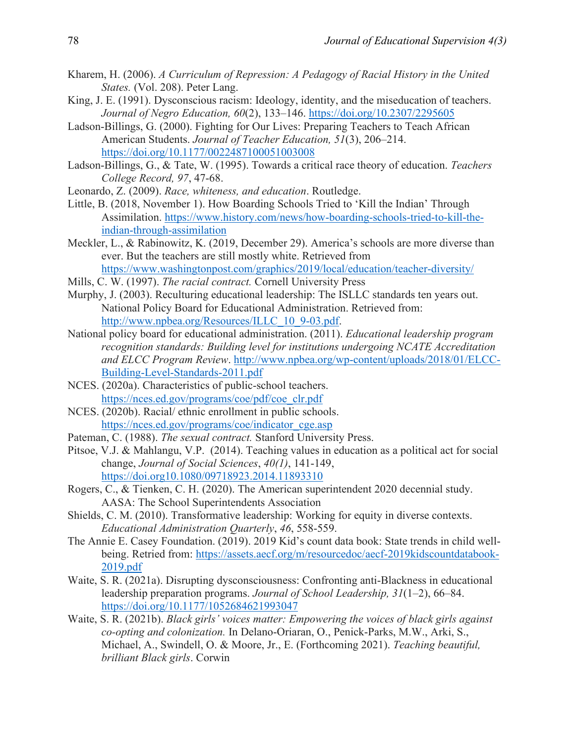Kharem, H. (2006). *A Curriculum of Repression: A Pedagogy of Racial History in the United States.* (Vol. 208). Peter Lang.

King, J. E. (1991). Dysconscious racism: Ideology, identity, and the miseducation of teachers. *Journal of Negro Education, 60*(2), 133–146. https://doi.org/10.2307/2295605

Ladson-Billings, G. (2000). Fighting for Our Lives: Preparing Teachers to Teach African American Students. *Journal of Teacher Education, 51*(3), 206–214. https://doi.org/10.1177/0022487100051003008

Ladson-Billings, G., & Tate, W. (1995). Towards a critical race theory of education. *Teachers College Record, 97*, 47-68.

Leonardo, Z. (2009). *Race, whiteness, and education*. Routledge.

Little, B. (2018, November 1). How Boarding Schools Tried to 'Kill the Indian' Through Assimilation. https://www.history.com/news/how-boarding-schools-tried-to-kill-the-indian-through-assimilation

Meckler, L., & Rabinowitz, K. (2019, December 29). America's schools are more diverse than ever. But the teachers are still mostly white. Retrieved from https://www.washingtonpost.com/graphics/2019/local/education/teacher-diversity/

Mills, C. W. (1997). *The racial contract.* Cornell University Press

Murphy, J. (2003). Reculturing educational leadership: The ISLLC standards ten years out. National Policy Board for Educational Administration. Retrieved from: http://www.npbea.org/Resources/ILLC_10_9-03.pdf.

National policy board for educational administration. (2011). *Educational leadership program recognition standards: Building level for institutions undergoing NCATE Accreditation and ELCC Program Review*. http://www.npbea.org/wp-content/uploads/2018/01/ELCC-Building-Level-Standards-2011.pdf

NCES. (2020a). Characteristics of public-school teachers. https://nces.ed.gov/programs/coe/pdf/coe_clr.pdf

NCES. (2020b). Racial/ ethnic enrollment in public schools. https://nces.ed.gov/programs/coe/indicator_cge.asp

Pateman, C. (1988). *The sexual contract.* Stanford University Press.

Pitsoe, V.J. & Mahlangu, V.P. (2014). Teaching values in education as a political act for social change, *Journal of Social Sciences*, *40(1)*, 141-149, https://doi.org10.1080/09718923.2014.11893310

Rogers, C., & Tienken, C. H. (2020). The American superintendent 2020 decennial study. AASA: The School Superintendents Association

Shields, C. M. (2010). Transformative leadership: Working for equity in diverse contexts. *Educational Administration Quarterly*, *46*, 558-559.

The Annie E. Casey Foundation. (2019). 2019 Kid's count data book: State trends in child well-being. Retried from: https://assets.aecf.org/m/resourcedoc/aecf-2019kidscountdatabook-2019.pdf

Waite, S. R. (2021a). Disrupting dysconsciousness: Confronting anti-Blackness in educational leadership preparation programs. *Journal of School Leadership, 31*(1–2), 66–84. https://doi.org/10.1177/1052684621993047

Waite, S. R. (2021b). *Black girls' voices matter: Empowering the voices of black girls against co-opting and colonization.* In Delano-Oriaran, O., Penick-Parks, M.W., Arki, S., Michael, A., Swindell, O. & Moore, Jr., E. (Forthcoming 2021). *Teaching beautiful, brilliant Black girls*. Corwin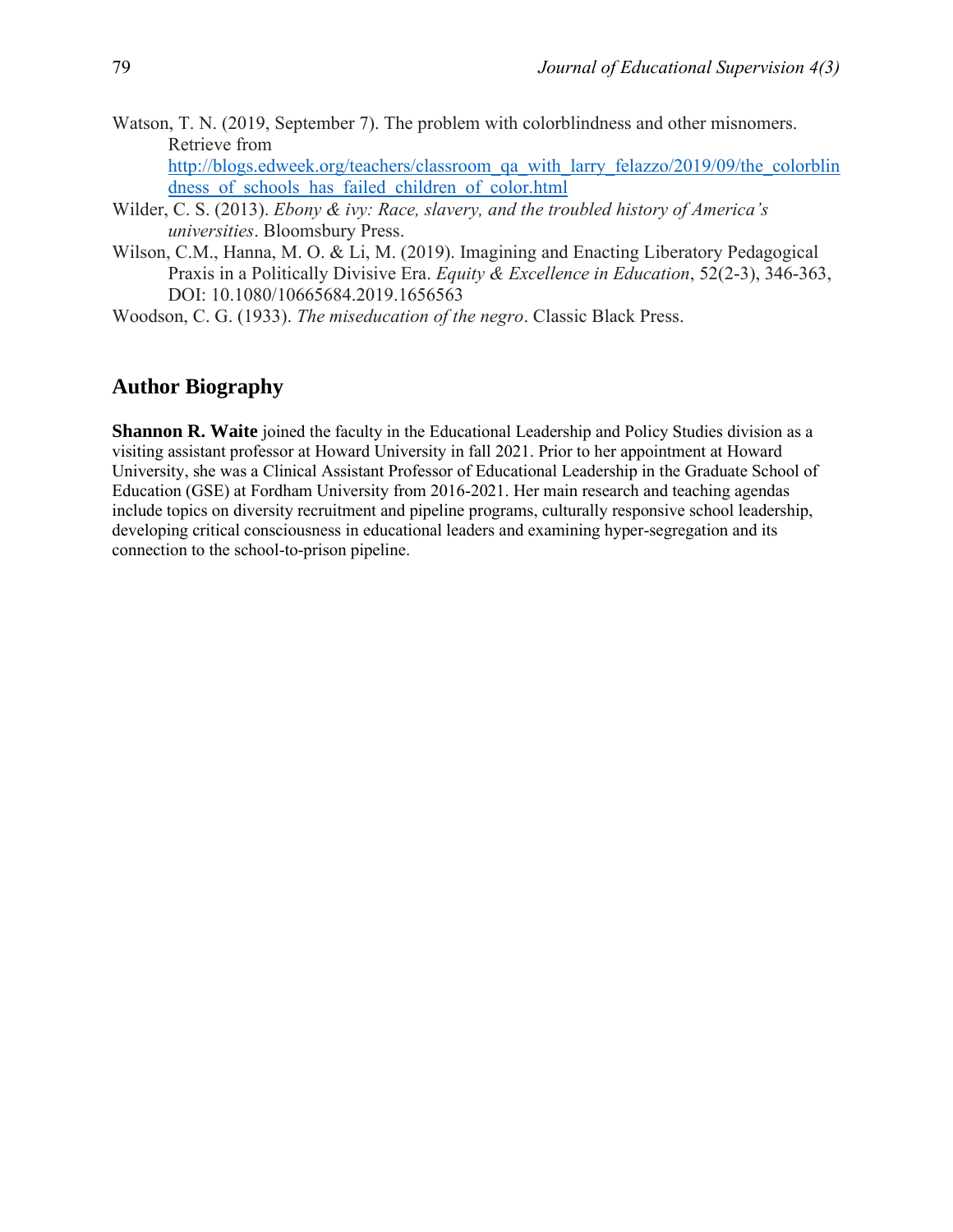Watson, T. N. (2019, September 7). The problem with colorblindness and other misnomers. Retrieve from http://blogs.edweek.org/teachers/classroom_qa_with_larry_felazzo/2019/09/the_colorblindness_of_schools_has_failed_children_of_color.html

Wilder, C. S. (2013). *Ebony & ivy: Race, slavery, and the troubled history of America's universities*. Bloomsbury Press.

Wilson, C.M., Hanna, M. O. & Li, M. (2019). Imagining and Enacting Liberatory Pedagogical Praxis in a Politically Divisive Era. *Equity & Excellence in Education*, 52(2-3), 346-363, DOI: 10.1080/10665684.2019.1656563

Woodson, C. G. (1933). *The miseducation of the negro*. Classic Black Press.

## Author Biography

**Shannon R. Waite** joined the faculty in the Educational Leadership and Policy Studies division as a visiting assistant professor at Howard University in fall 2021. Prior to her appointment at Howard University, she was a Clinical Assistant Professor of Educational Leadership in the Graduate School of Education (GSE) at Fordham University from 2016-2021. Her main research and teaching agendas include topics on diversity recruitment and pipeline programs, culturally responsive school leadership, developing critical consciousness in educational leaders and examining hyper-segregation and its connection to the school-to-prison pipeline.